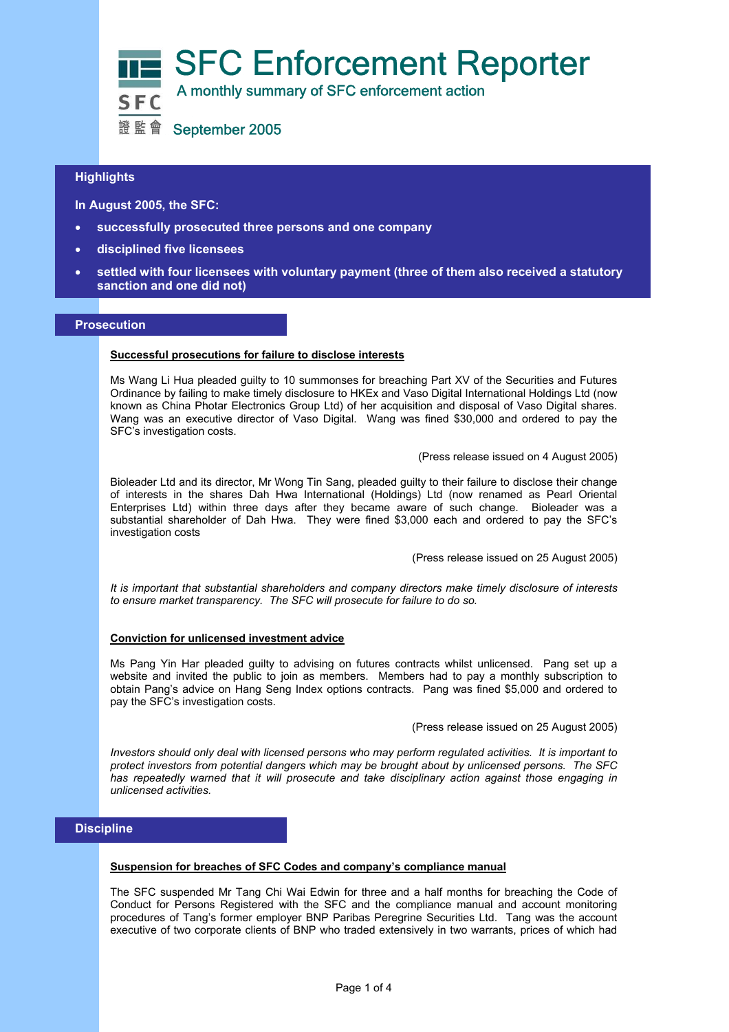# SFC Enforcement Reporter

A monthly summary of SFC enforcement action

SFC 證監會

September 2005

## Highlights

**In August 2005, the SFC:**

- **successfully prosecuted three persons and one company**
- **disciplined five licensees**
- **settled with four licensees with voluntary payment (three of them also received a statutory sanction and one did not)**

## Prosecution

### Successful prosecutions for failure to disclose interests

Ms Wang Li Hua pleaded guilty to 10 summonses for breaching Part XV of the Securities and Futures Ordinance by failing to make timely disclosure to HKEx and Vaso Digital International Holdings Ltd (now known as China Photar Electronics Group Ltd) of her acquisition and disposal of Vaso Digital shares. Wang was an executive director of Vaso Digital. Wang was fined $30,000 and ordered to pay the SFC's investigation costs.

(Press release issued on 4 August 2005)

Bioleader Ltd and its director, Mr Wong Tin Sang, pleaded guilty to their failure to disclose their change of interests in the shares Dah Hwa International (Holdings) Ltd (now renamed as Pearl Oriental Enterprises Ltd) within three days after they became aware of such change. Bioleader was a substantial shareholder of Dah Hwa. They were fined $3,000 each and ordered to pay the SFC's investigation costs

(Press release issued on 25 August 2005)

*It is important that substantial shareholders and company directors make timely disclosure of interests to ensure market transparency. The SFC will prosecute for failure to do so.*

### Conviction for unlicensed investment advice

Ms Pang Yin Har pleaded guilty to advising on futures contracts whilst unlicensed. Pang set up a website and invited the public to join as members. Members had to pay a monthly subscription to obtain Pang's advice on Hang Seng Index options contracts. Pang was fined $5,000 and ordered to pay the SFC's investigation costs.

(Press release issued on 25 August 2005)

*Investors should only deal with licensed persons who may perform regulated activities. It is important to protect investors from potential dangers which may be brought about by unlicensed persons. The SFC has repeatedly warned that it will prosecute and take disciplinary action against those engaging in unlicensed activities.*

## Discipline

### Suspension for breaches of SFC Codes and company's compliance manual

The SFC suspended Mr Tang Chi Wai Edwin for three and a half months for breaching the Code of Conduct for Persons Registered with the SFC and the compliance manual and account monitoring procedures of Tang's former employer BNP Paribas Peregrine Securities Ltd. Tang was the account executive of two corporate clients of BNP who traded extensively in two warrants, prices of which had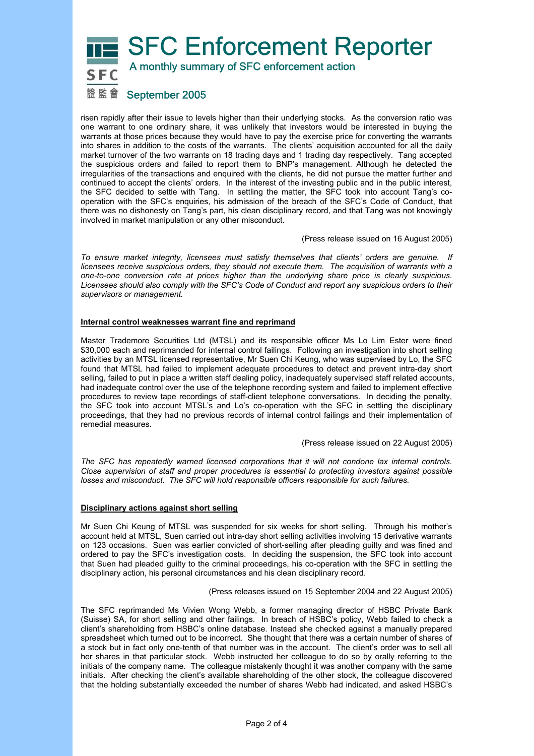risen rapidly after their issue to levels higher than their underlying stocks. As the conversion ratio was one warrant to one ordinary share, it was unlikely that investors would be interested in buying the warrants at those prices because they would have to pay the exercise price for converting the warrants into shares in addition to the costs of the warrants. The clients' acquisition accounted for all the daily market turnover of the two warrants on 18 trading days and 1 trading day respectively. Tang accepted the suspicious orders and failed to report them to BNP's management. Although he detected the irregularities of the transactions and enquired with the clients, he did not pursue the matter further and continued to accept the clients' orders. In the interest of the investing public and in the public interest, the SFC decided to settle with Tang. In settling the matter, the SFC took into account Tang's co-operation with the SFC's enquiries, his admission of the breach of the SFC's Code of Conduct, that there was no dishonesty on Tang's part, his clean disciplinary record, and that Tang was not knowingly involved in market manipulation or any other misconduct.

(Press release issued on 16 August 2005)

*To ensure market integrity, licensees must satisfy themselves that clients' orders are genuine. If licensees receive suspicious orders, they should not execute them. The acquisition of warrants with a one-to-one conversion rate at prices higher than the underlying share price is clearly suspicious. Licensees should also comply with the SFC's Code of Conduct and report any suspicious orders to their supervisors or management.*

### Internal control weaknesses warrant fine and reprimand

Master Trademore Securities Ltd (MTSL) and its responsible officer Ms Lo Lim Ester were fined $30,000 each and reprimanded for internal control failings. Following an investigation into short selling activities by an MTSL licensed representative, Mr Suen Chi Keung, who was supervised by Lo, the SFC found that MTSL had failed to implement adequate procedures to detect and prevent intra-day short selling, failed to put in place a written staff dealing policy, inadequately supervised staff related accounts, had inadequate control over the use of the telephone recording system and failed to implement effective procedures to review tape recordings of staff-client telephone conversations. In deciding the penalty, the SFC took into account MTSL's and Lo's co-operation with the SFC in settling the disciplinary proceedings, that they had no previous records of internal control failings and their implementation of remedial measures.

(Press release issued on 22 August 2005)

*The SFC has repeatedly warned licensed corporations that it will not condone lax internal controls. Close supervision of staff and proper procedures is essential to protecting investors against possible losses and misconduct. The SFC will hold responsible officers responsible for such failures.*

### Disciplinary actions against short selling

Mr Suen Chi Keung of MTSL was suspended for six weeks for short selling. Through his mother's account held at MTSL, Suen carried out intra-day short selling activities involving 15 derivative warrants on 123 occasions. Suen was earlier convicted of short-selling after pleading guilty and was fined and ordered to pay the SFC's investigation costs. In deciding the suspension, the SFC took into account that Suen had pleaded guilty to the criminal proceedings, his co-operation with the SFC in settling the disciplinary action, his personal circumstances and his clean disciplinary record.

(Press releases issued on 15 September 2004 and 22 August 2005)

The SFC reprimanded Ms Vivien Wong Webb, a former managing director of HSBC Private Bank (Suisse) SA, for short selling and other failings. In breach of HSBC's policy, Webb failed to check a client's shareholding from HSBC's online database. Instead she checked against a manually prepared spreadsheet which turned out to be incorrect. She thought that there was a certain number of shares of a stock but in fact only one-tenth of that number was in the account. The client's order was to sell all her shares in that particular stock. Webb instructed her colleague to do so by orally referring to the initials of the company name. The colleague mistakenly thought it was another company with the same initials. After checking the client's available shareholding of the other stock, the colleague discovered that the holding substantially exceeded the number of shares Webb had indicated, and asked HSBC's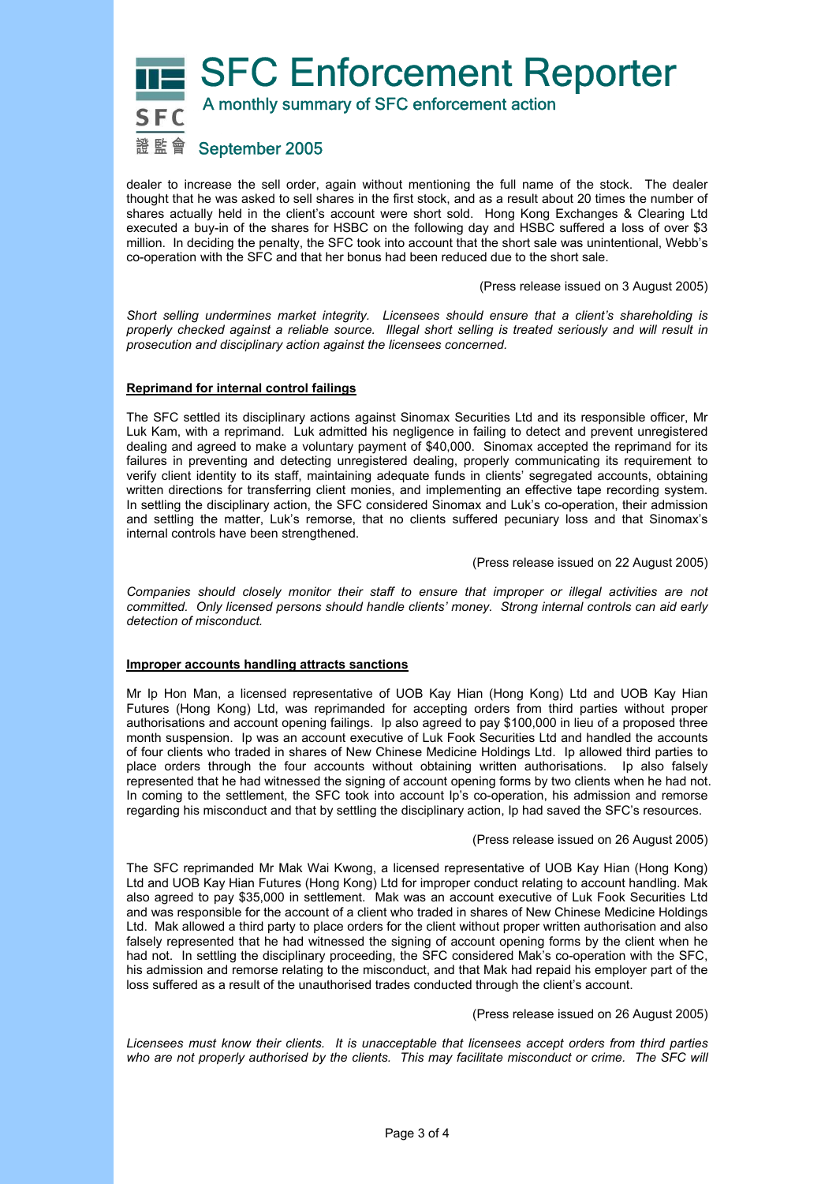dealer to increase the sell order, again without mentioning the full name of the stock. The dealer thought that he was asked to sell shares in the first stock, and as a result about 20 times the number of shares actually held in the client's account were short sold. Hong Kong Exchanges & Clearing Ltd executed a buy-in of the shares for HSBC on the following day and HSBC suffered a loss of over $3 million. In deciding the penalty, the SFC took into account that the short sale was unintentional, Webb's co-operation with the SFC and that her bonus had been reduced due to the short sale.

(Press release issued on 3 August 2005)

*Short selling undermines market integrity. Licensees should ensure that a client's shareholding is properly checked against a reliable source. Illegal short selling is treated seriously and will result in prosecution and disciplinary action against the licensees concerned.*

**Reprimand for internal control failings**

The SFC settled its disciplinary actions against Sinomax Securities Ltd and its responsible officer, Mr Luk Kam, with a reprimand. Luk admitted his negligence in failing to detect and prevent unregistered dealing and agreed to make a voluntary payment of $40,000. Sinomax accepted the reprimand for its failures in preventing and detecting unregistered dealing, properly communicating its requirement to verify client identity to its staff, maintaining adequate funds in clients' segregated accounts, obtaining written directions for transferring client monies, and implementing an effective tape recording system. In settling the disciplinary action, the SFC considered Sinomax and Luk's co-operation, their admission and settling the matter, Luk's remorse, that no clients suffered pecuniary loss and that Sinomax's internal controls have been strengthened.

(Press release issued on 22 August 2005)

*Companies should closely monitor their staff to ensure that improper or illegal activities are not committed. Only licensed persons should handle clients' money. Strong internal controls can aid early detection of misconduct.*

**Improper accounts handling attracts sanctions**

Mr Ip Hon Man, a licensed representative of UOB Kay Hian (Hong Kong) Ltd and UOB Kay Hian Futures (Hong Kong) Ltd, was reprimanded for accepting orders from third parties without proper authorisations and account opening failings. Ip also agreed to pay $100,000 in lieu of a proposed three month suspension. Ip was an account executive of Luk Fook Securities Ltd and handled the accounts of four clients who traded in shares of New Chinese Medicine Holdings Ltd. Ip allowed third parties to place orders through the four accounts without obtaining written authorisations. Ip also falsely represented that he had witnessed the signing of account opening forms by two clients when he had not. In coming to the settlement, the SFC took into account Ip's co-operation, his admission and remorse regarding his misconduct and that by settling the disciplinary action, Ip had saved the SFC's resources.

(Press release issued on 26 August 2005)

The SFC reprimanded Mr Mak Wai Kwong, a licensed representative of UOB Kay Hian (Hong Kong) Ltd and UOB Kay Hian Futures (Hong Kong) Ltd for improper conduct relating to account handling. Mak also agreed to pay $35,000 in settlement. Mak was an account executive of Luk Fook Securities Ltd and was responsible for the account of a client who traded in shares of New Chinese Medicine Holdings Ltd. Mak allowed a third party to place orders for the client without proper written authorisation and also falsely represented that he had witnessed the signing of account opening forms by the client when he had not. In settling the disciplinary proceeding, the SFC considered Mak's co-operation with the SFC, his admission and remorse relating to the misconduct, and that Mak had repaid his employer part of the loss suffered as a result of the unauthorised trades conducted through the client's account.

(Press release issued on 26 August 2005)

*Licensees must know their clients. It is unacceptable that licensees accept orders from third parties who are not properly authorised by the clients. This may facilitate misconduct or crime. The SFC will*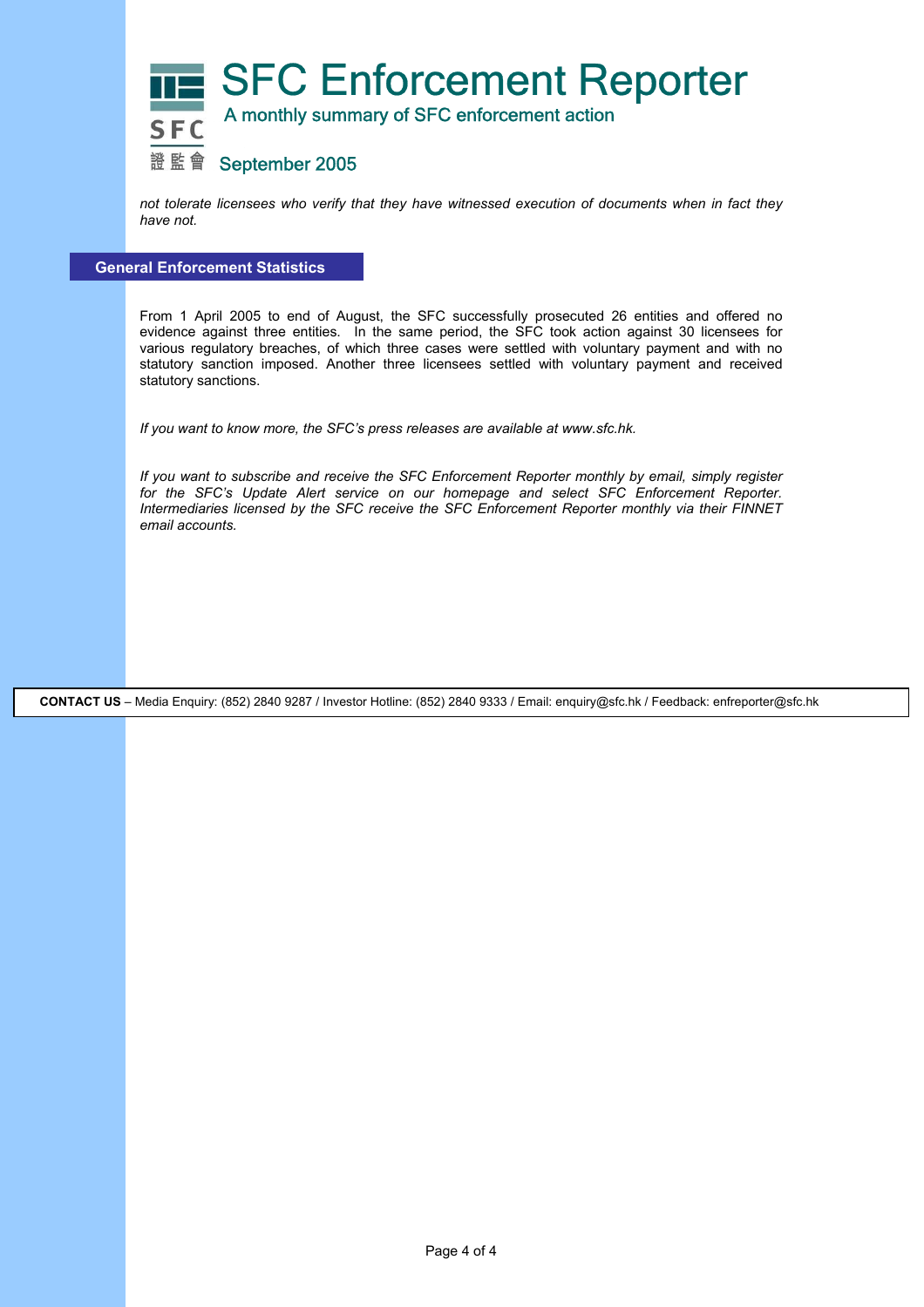*not tolerate licensees who verify that they have witnessed execution of documents when in fact they have not.*

## General Enforcement Statistics

From 1 April 2005 to end of August, the SFC successfully prosecuted 26 entities and offered no evidence against three entities. In the same period, the SFC took action against 30 licensees for various regulatory breaches, of which three cases were settled with voluntary payment and with no statutory sanction imposed. Another three licensees settled with voluntary payment and received statutory sanctions.

*If you want to know more, the SFC's press releases are available at www.sfc.hk.*

*If you want to subscribe and receive the SFC Enforcement Reporter monthly by email, simply register for the SFC's Update Alert service on our homepage and select SFC Enforcement Reporter. Intermediaries licensed by the SFC receive the SFC Enforcement Reporter monthly via their FINNET email accounts.*

**CONTACT US** – Media Enquiry: (852) 2840 9287 / Investor Hotline: (852) 2840 9333 / Email: enquiry@sfc.hk / Feedback: enfreporter@sfc.hk